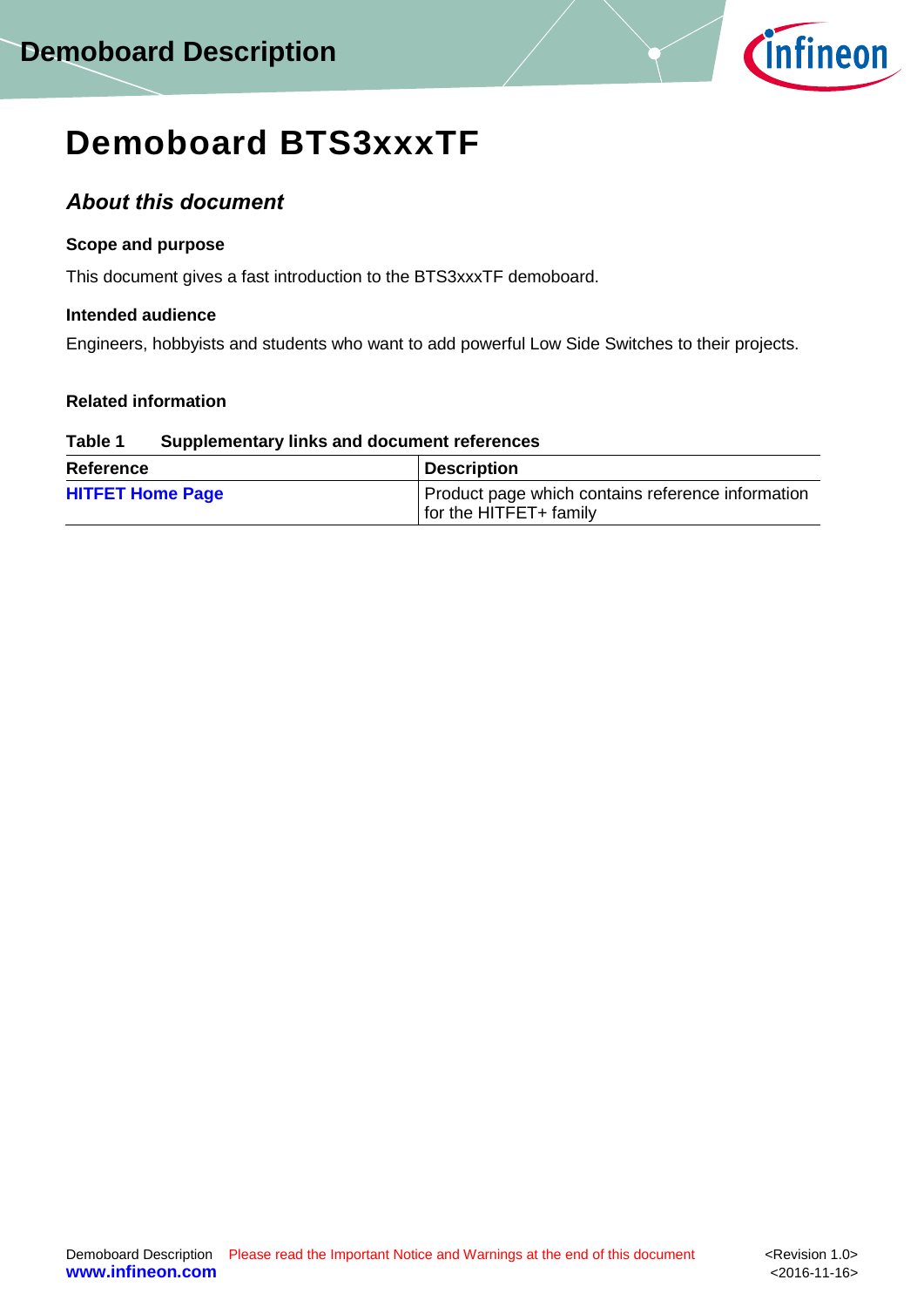# Demoboard BTS3xxxTF

## *About this document*

**Scope and purpose**

This document gives a fast introduction to the BTS3xxxTF demoboard.

**Intended audience**

Engineers, hobbyists and students who want to add powerful Low Side Switches to their projects.

**Related information**

**Table 1 Supplementary links and document references**

| Reference | Description |
|---|---|
| **HITFET Home Page** | Product page which contains reference information for the HITFET+ family |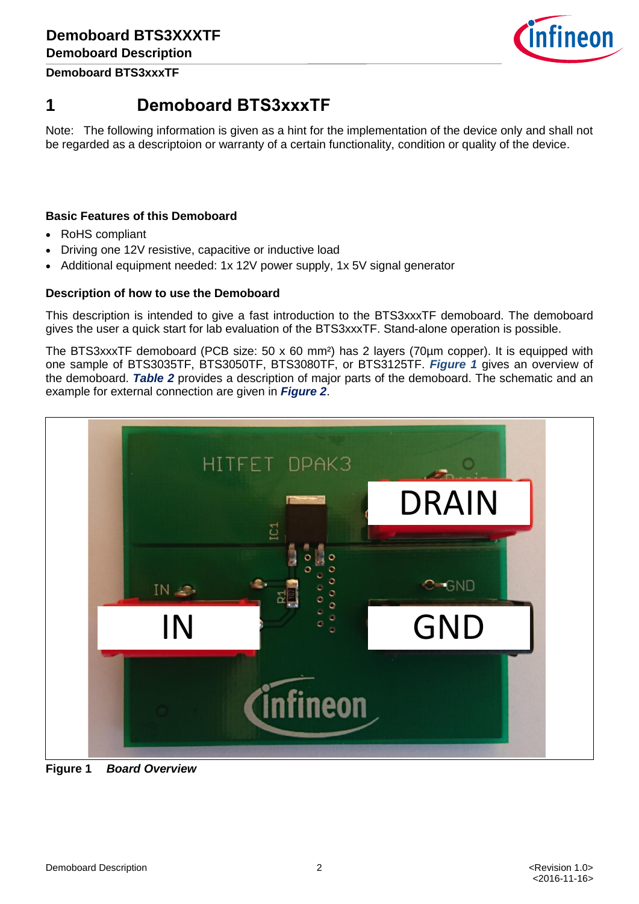# 1 Demoboard BTS3xxxTF

Note: The following information is given as a hint for the implementation of the device only and shall not be regarded as a descriptoion or warranty of a certain functionality, condition or quality of the device.

### Basic Features of this Demoboard

- RoHS compliant
- Driving one 12V resistive, capacitive or inductive load
- Additional equipment needed: 1x 12V power supply, 1x 5V signal generator

### Description of how to use the Demoboard

This description is intended to give a fast introduction to the BTS3xxxTF demoboard. The demoboard gives the user a quick start for lab evaluation of the BTS3xxxTF. Stand-alone operation is possible.

The BTS3xxxTF demoboard (PCB size: 50 x 60 mm²) has 2 layers (70µm copper). It is equipped with one sample of BTS3035TF, BTS3050TF, BTS3080TF, or BTS3125TF. ***Figure 1*** gives an overview of the demoboard. ***Table 2*** provides a description of major parts of the demoboard. The schematic and an example for external connection are given in ***Figure 2***.

**Figure 1** ***Board Overview***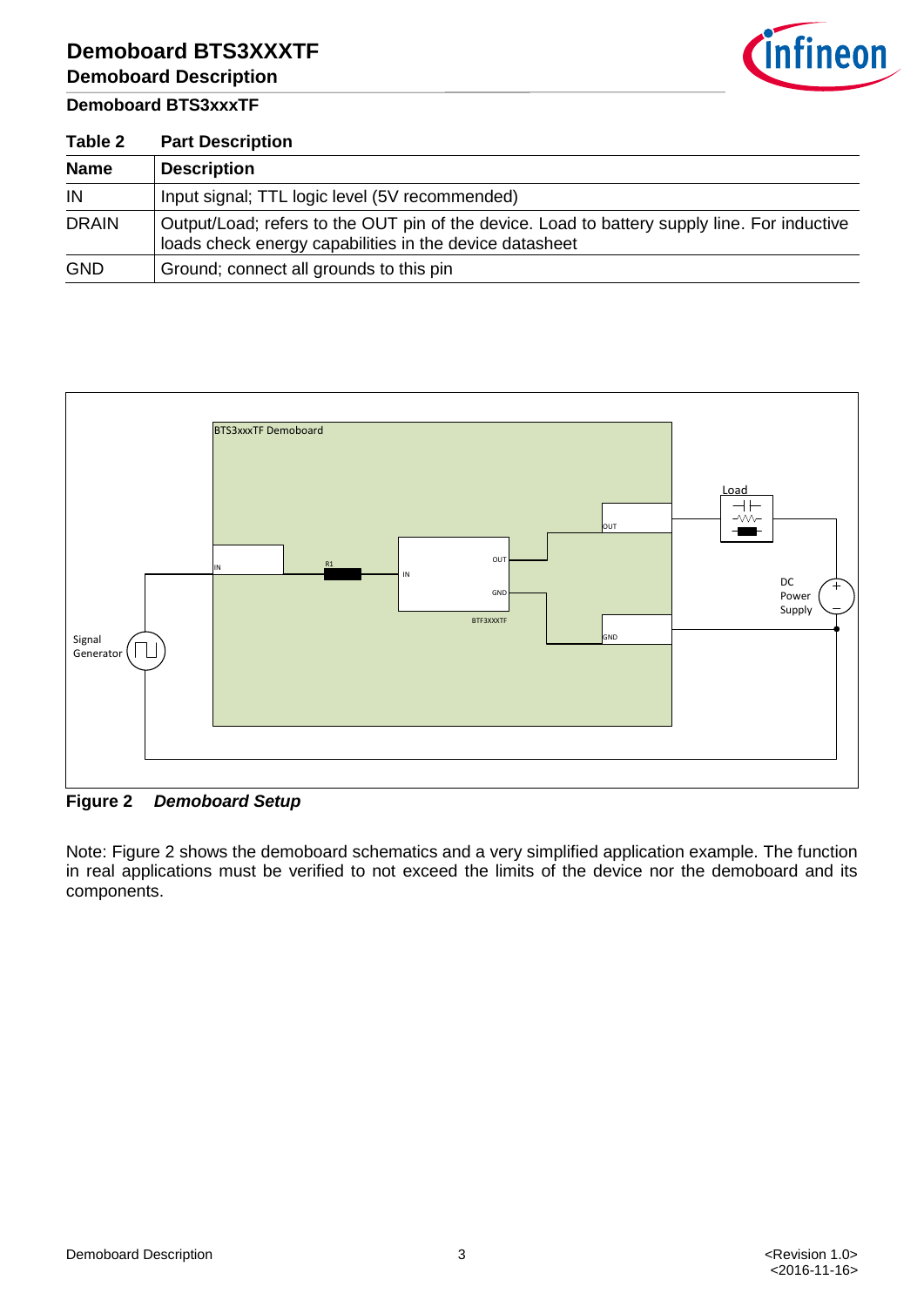### Demoboard BTS3xxxTF

**Table 2 Part Description**

| Name | Description |
|---|---|
| IN | Input signal; TTL logic level (5V recommended) |
| DRAIN | Output/Load; refers to the OUT pin of the device. Load to battery supply line. For inductive loads check energy capabilities in the device datasheet |
| GND | Ground; connect all grounds to this pin |

**Figure 2** ***Demoboard Setup***

Note: Figure 2 shows the demoboard schematics and a very simplified application example. The function in real applications must be verified to not exceed the limits of the device nor the demoboard and its components.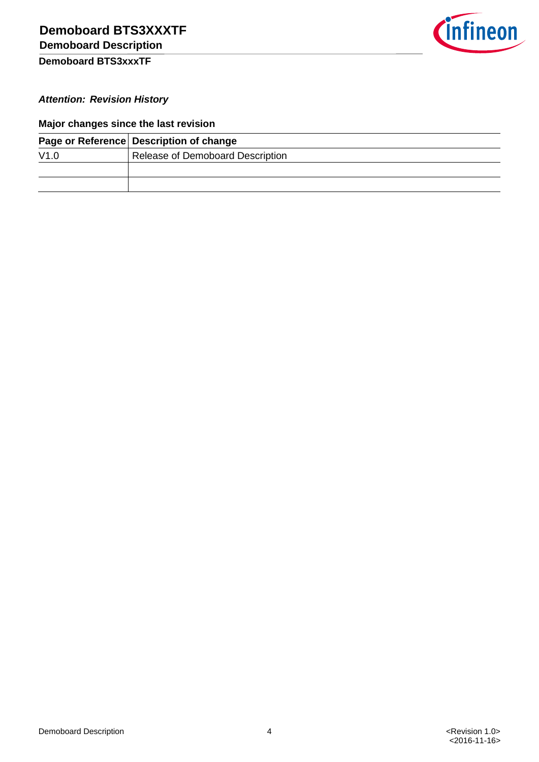***Attention: Revision History***

**Major changes since the last revision**

| Page or Reference | Description of change |
|---|---|
| V1.0 | Release of Demoboard Description |
| | |
| | |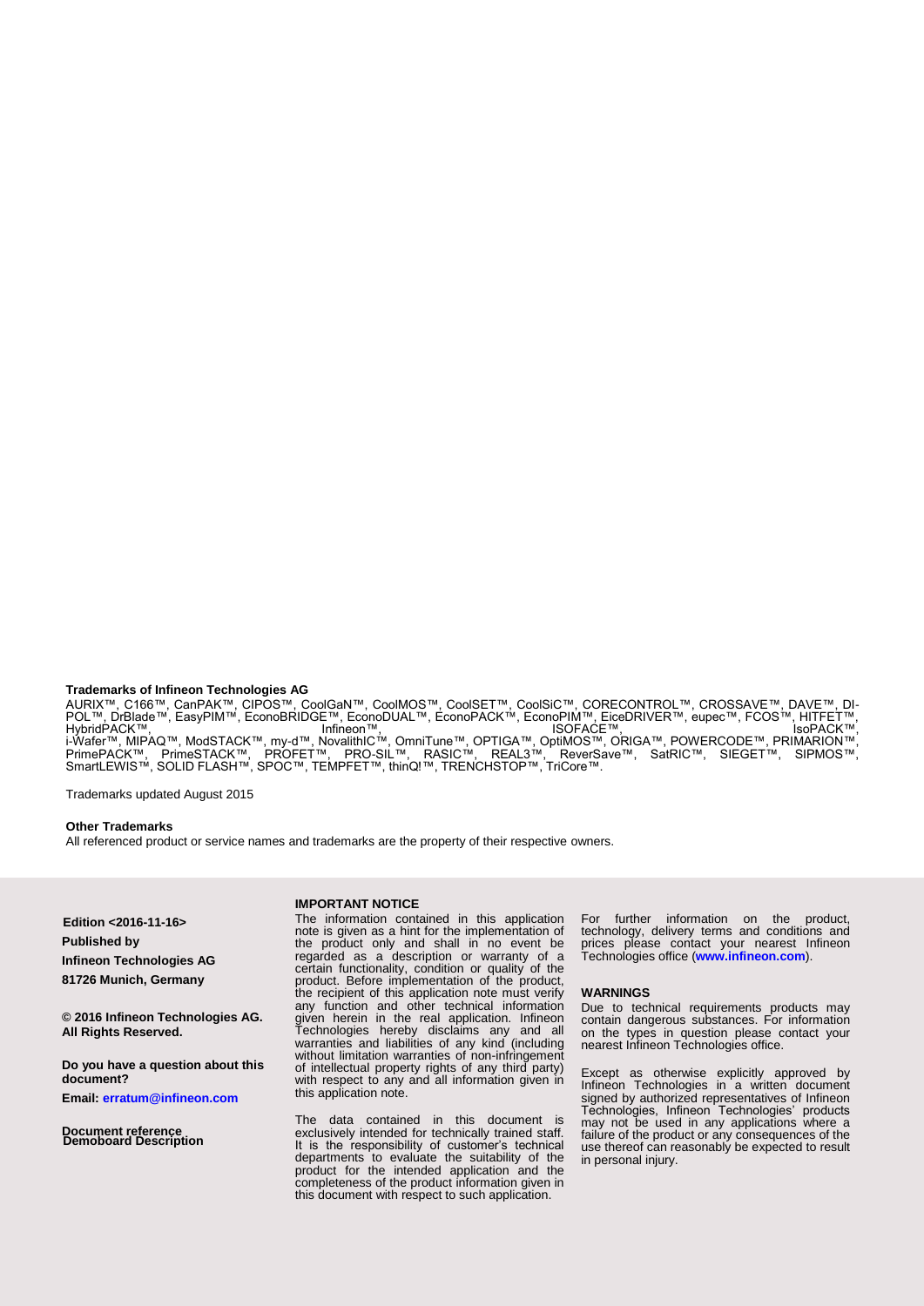**Trademarks of Infineon Technologies AG**

AURIX™, C166™, CanPAK™, CIPOS™, CoolGaN™, CoolMOS™, CoolSET™, CoolSiC™, CORECONTROL™, CROSSAVE™, DAVE™, DI-POL™, DrBlade™, EasyPIM™, EconoBRIDGE™, EconoDUAL™, EconoPACK™, EconoPIM™, EiceDRIVER™, eupec™, FCOS™, HITFET™, HybridPACK™, Infineon™, ISOFACE™, IsoPACK™, i-Wafer™, MIPAQ™, ModSTACK™, my-d™, NovalithIC™, OmniTune™, OPTIGA™, OptiMOS™, ORIGA™, POWERCODE™, PRIMARION™, PrimePACK™, PrimeSTACK™, PROFET™, PRO-SIL™, RASIC™, REAL3™, ReverSave™, SatRIC™, SIEGET™, SIPMOS™, SmartLEWIS™, SOLID FLASH™, SPOC™, TEMPFET™, thinQ!™, TRENCHSTOP™, TriCore™.

Trademarks updated August 2015

**Other Trademarks**

All referenced product or service names and trademarks are the property of their respective owners.

**Edition <2016-11-16>**

**Published by**

**Infineon Technologies AG**

**81726 Munich, Germany**

**© 2016 Infineon Technologies AG. All Rights Reserved.**

**Do you have a question about this document?**

**Email: erratum@infineon.com**

**Document reference**
**Demoboard Description**

**IMPORTANT NOTICE**

The information contained in this application note is given as a hint for the implementation of the product only and shall in no event be regarded as a description or warranty of a certain functionality, condition or quality of the product. Before implementation of the product, the recipient of this application note must verify any function and other technical information given herein in the real application. Infineon Technologies hereby disclaims any and all warranties and liabilities of any kind (including without limitation warranties of non-infringement of intellectual property rights of any third party) with respect to any and all information given in this application note.

The data contained in this document is exclusively intended for technically trained staff. It is the responsibility of customer's technical departments to evaluate the suitability of the product for the intended application and the completeness of the product information given in this document with respect to such application.

For further information on the product, technology, delivery terms and conditions and prices please contact your nearest Infineon Technologies office (**www.infineon.com**).

**WARNINGS**

Due to technical requirements products may contain dangerous substances. For information on the types in question please contact your nearest Infineon Technologies office.

Except as otherwise explicitly approved by Infineon Technologies in a written document signed by authorized representatives of Infineon Technologies, Infineon Technologies' products may not be used in any applications where a failure of the product or any consequences of the use thereof can reasonably be expected to result in personal injury.